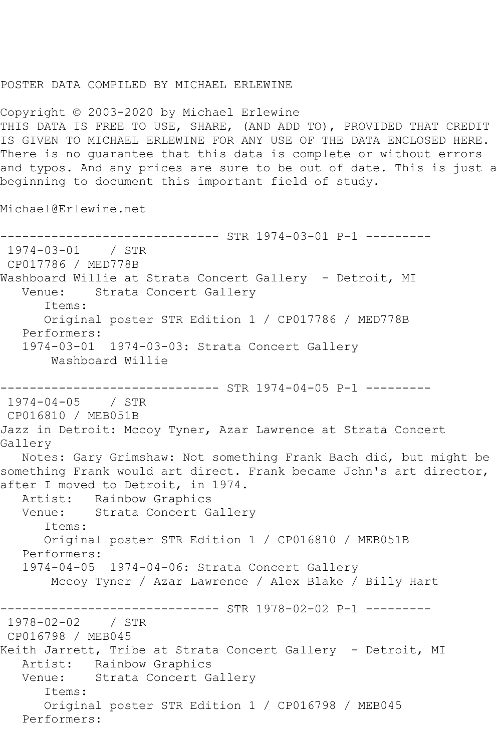POSTER DATA COMPILED BY MICHAEL ERLEWINE

Copyright © 2003-2020 by Michael Erlewine
THIS DATA IS FREE TO USE, SHARE, (AND ADD TO), PROVIDED THAT CREDIT IS GIVEN TO MICHAEL ERLEWINE FOR ANY USE OF THE DATA ENCLOSED HERE. There is no guarantee that this data is complete or without errors and typos. And any prices are sure to be out of date. This is just a beginning to document this important field of study.

Michael@Erlewine.net

```
------------------------------ STR 1974-03-01 P-1 ---------
 1974-03-01    / STR
 CP017786 / MED778B
Washboard Willie at Strata Concert Gallery  - Detroit, MI
   Venue:    Strata Concert Gallery
      Items:
      Original poster STR Edition 1 / CP017786 / MED778B
   Performers:
   1974-03-01  1974-03-03: Strata Concert Gallery
       Washboard Willie

------------------------------ STR 1974-04-05 P-1 ---------
 1974-04-05    / STR
 CP016810 / MEB051B
Jazz in Detroit: Mccoy Tyner, Azar Lawrence at Strata Concert Gallery
   Notes: Gary Grimshaw: Not something Frank Bach did, but might be something Frank would art direct. Frank became John's art director, after I moved to Detroit, in 1974.
   Artist:   Rainbow Graphics
   Venue:    Strata Concert Gallery
      Items:
      Original poster STR Edition 1 / CP016810 / MEB051B
   Performers:
   1974-04-05  1974-04-06: Strata Concert Gallery
       Mccoy Tyner / Azar Lawrence / Alex Blake / Billy Hart

------------------------------ STR 1978-02-02 P-1 ---------
 1978-02-02    / STR
 CP016798 / MEB045
Keith Jarrett, Tribe at Strata Concert Gallery  - Detroit, MI
   Artist:   Rainbow Graphics
   Venue:    Strata Concert Gallery
      Items:
      Original poster STR Edition 1 / CP016798 / MEB045
   Performers:
```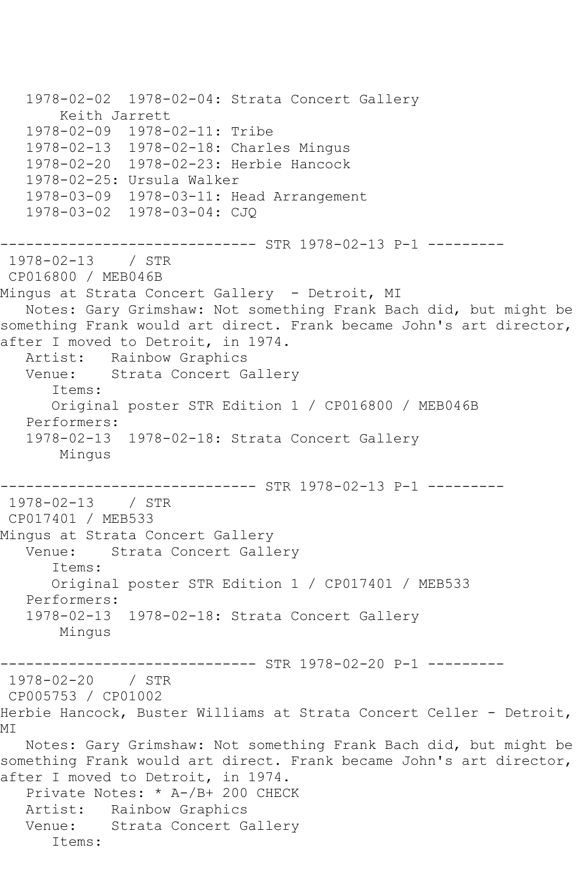```
   1978-02-02  1978-02-04: Strata Concert Gallery
       Keith Jarrett
   1978-02-09  1978-02-11: Tribe
   1978-02-13  1978-02-18: Charles Mingus
   1978-02-20  1978-02-23: Herbie Hancock
   1978-02-25: Ursula Walker
   1978-03-09  1978-03-11: Head Arrangement
   1978-03-02  1978-03-04: CJQ

------------------------------ STR 1978-02-13 P-1 ---------
 1978-02-13    / STR
 CP016800 / MEB046B
Mingus at Strata Concert Gallery  - Detroit, MI
   Notes: Gary Grimshaw: Not something Frank Bach did, but might be
something Frank would art direct. Frank became John's art director,
after I moved to Detroit, in 1974.
   Artist:   Rainbow Graphics
   Venue:    Strata Concert Gallery
      Items:
      Original poster STR Edition 1 / CP016800 / MEB046B
   Performers:
   1978-02-13  1978-02-18: Strata Concert Gallery
       Mingus

------------------------------ STR 1978-02-13 P-1 ---------
 1978-02-13    / STR
 CP017401 / MEB533
Mingus at Strata Concert Gallery
   Venue:    Strata Concert Gallery
      Items:
      Original poster STR Edition 1 / CP017401 / MEB533
   Performers:
   1978-02-13  1978-02-18: Strata Concert Gallery
       Mingus

------------------------------ STR 1978-02-20 P-1 ---------
 1978-02-20    / STR
 CP005753 / CP01002
Herbie Hancock, Buster Williams at Strata Concert Celler - Detroit,
MI
   Notes: Gary Grimshaw: Not something Frank Bach did, but might be
something Frank would art direct. Frank became John's art director,
after I moved to Detroit, in 1974.
   Private Notes: * A-/B+ 200 CHECK
   Artist:   Rainbow Graphics
   Venue:    Strata Concert Gallery
      Items:
```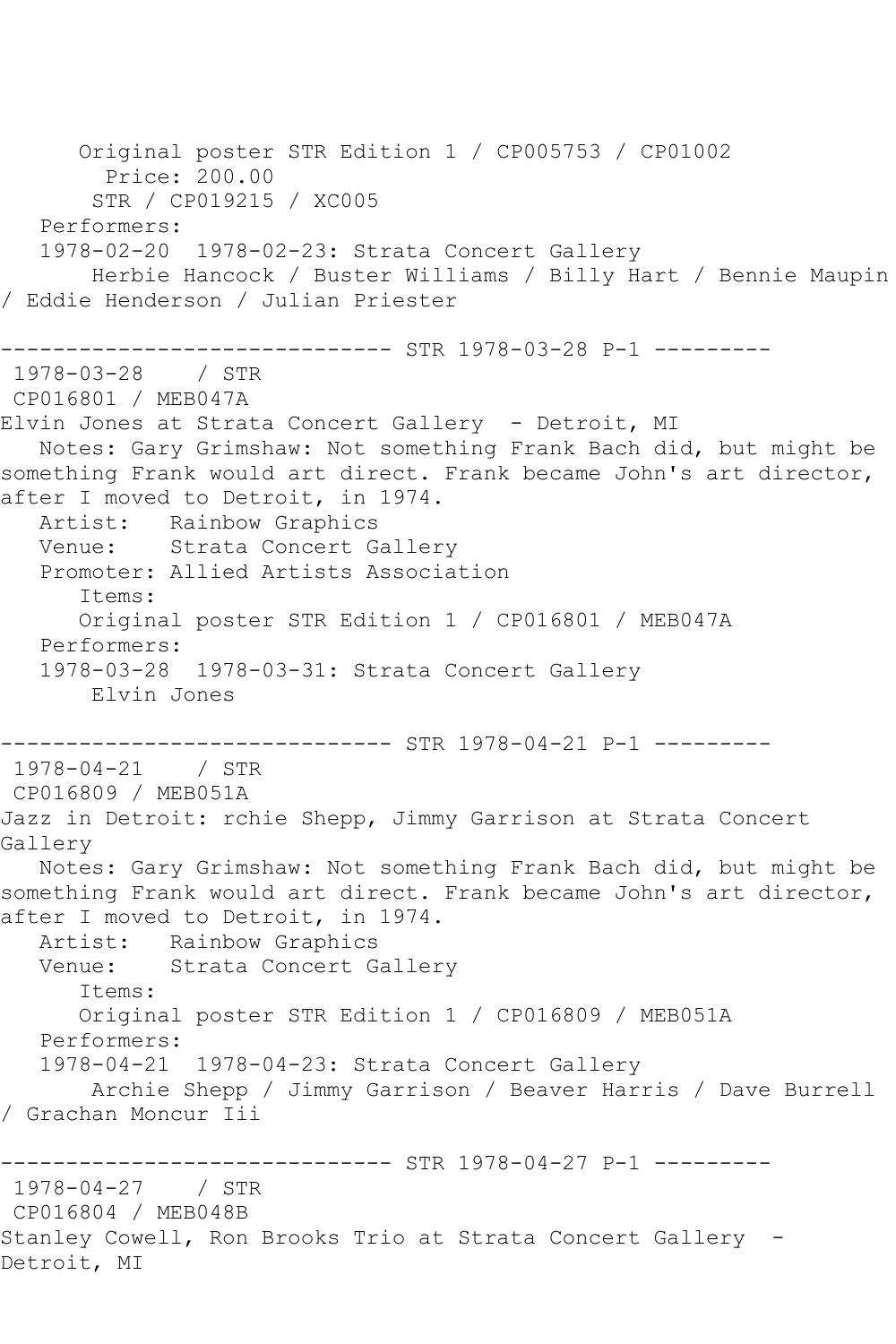Original poster STR Edition 1 / CP005753 / CP01002
Price: 200.00
STR / CP019215 / XC005
Performers:
1978-02-20  1978-02-23: Strata Concert Gallery
Herbie Hancock / Buster Williams / Billy Hart / Bennie Maupin / Eddie Henderson / Julian Priester

------------------------------ STR 1978-03-28 P-1 ---------

1978-03-28    / STR
CP016801 / MEB047A
Elvin Jones at Strata Concert Gallery  - Detroit, MI
Notes: Gary Grimshaw: Not something Frank Bach did, but might be something Frank would art direct. Frank became John's art director, after I moved to Detroit, in 1974.
Artist:   Rainbow Graphics
Venue:    Strata Concert Gallery
Promoter: Allied Artists Association
Items:
Original poster STR Edition 1 / CP016801 / MEB047A
Performers:
1978-03-28  1978-03-31: Strata Concert Gallery
Elvin Jones

------------------------------ STR 1978-04-21 P-1 ---------

1978-04-21    / STR
CP016809 / MEB051A
Jazz in Detroit: rchie Shepp, Jimmy Garrison at Strata Concert Gallery
Notes: Gary Grimshaw: Not something Frank Bach did, but might be something Frank would art direct. Frank became John's art director, after I moved to Detroit, in 1974.
Artist:   Rainbow Graphics
Venue:    Strata Concert Gallery
Items:
Original poster STR Edition 1 / CP016809 / MEB051A
Performers:
1978-04-21  1978-04-23: Strata Concert Gallery
Archie Shepp / Jimmy Garrison / Beaver Harris / Dave Burrell / Grachan Moncur Iii

------------------------------ STR 1978-04-27 P-1 ---------

1978-04-27    / STR
CP016804 / MEB048B
Stanley Cowell, Ron Brooks Trio at Strata Concert Gallery  - Detroit, MI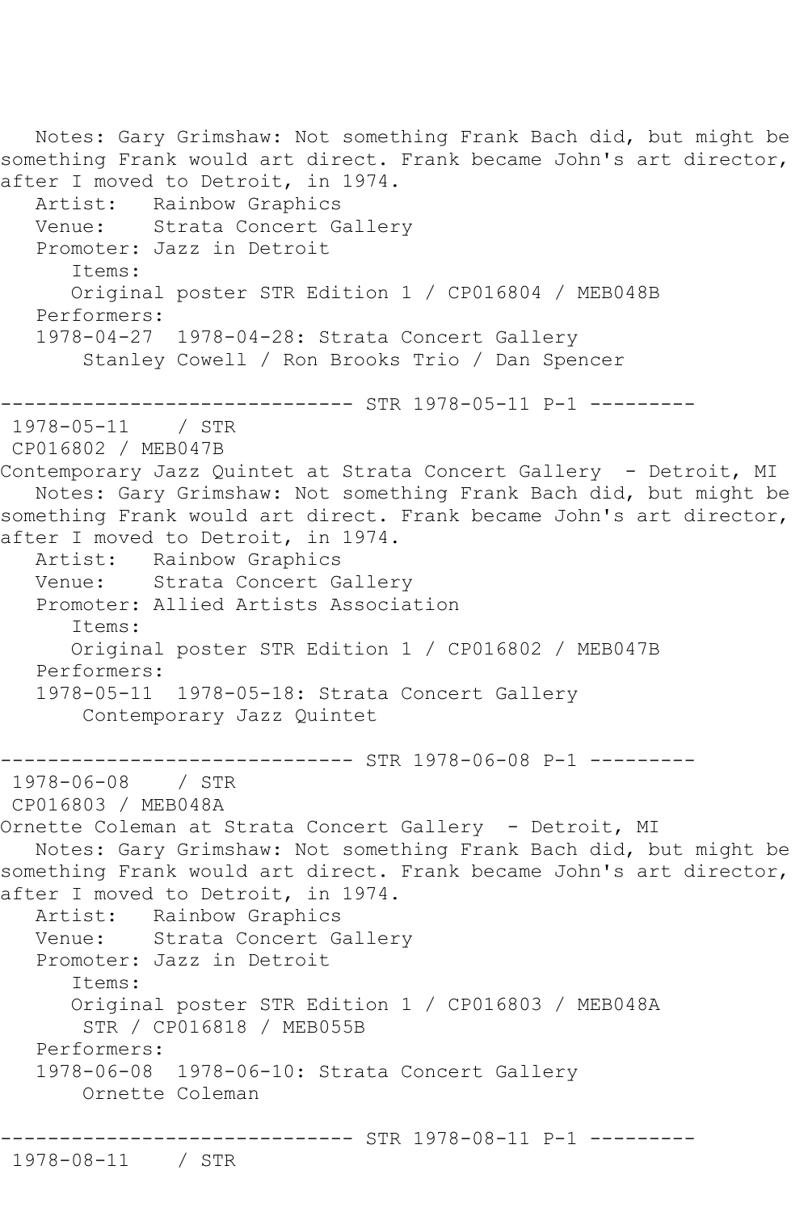Notes: Gary Grimshaw: Not something Frank Bach did, but might be something Frank would art direct. Frank became John's art director, after I moved to Detroit, in 1974.
Artist: Rainbow Graphics
Venue: Strata Concert Gallery
Promoter: Jazz in Detroit
Items:
Original poster STR Edition 1 / CP016804 / MEB048B
Performers:
1978-04-27 1978-04-28: Strata Concert Gallery
Stanley Cowell / Ron Brooks Trio / Dan Spencer

------------------------------ STR 1978-05-11 P-1 ---------

1978-05-11 / STR
CP016802 / MEB047B
Contemporary Jazz Quintet at Strata Concert Gallery - Detroit, MI
Notes: Gary Grimshaw: Not something Frank Bach did, but might be something Frank would art direct. Frank became John's art director, after I moved to Detroit, in 1974.
Artist: Rainbow Graphics
Venue: Strata Concert Gallery
Promoter: Allied Artists Association
Items:
Original poster STR Edition 1 / CP016802 / MEB047B
Performers:
1978-05-11 1978-05-18: Strata Concert Gallery
Contemporary Jazz Quintet

------------------------------ STR 1978-06-08 P-1 ---------

1978-06-08 / STR
CP016803 / MEB048A
Ornette Coleman at Strata Concert Gallery - Detroit, MI
Notes: Gary Grimshaw: Not something Frank Bach did, but might be something Frank would art direct. Frank became John's art director, after I moved to Detroit, in 1974.
Artist: Rainbow Graphics
Venue: Strata Concert Gallery
Promoter: Jazz in Detroit
Items:
Original poster STR Edition 1 / CP016803 / MEB048A
STR / CP016818 / MEB055B
Performers:
1978-06-08 1978-06-10: Strata Concert Gallery
Ornette Coleman

------------------------------ STR 1978-08-11 P-1 ---------

1978-08-11 / STR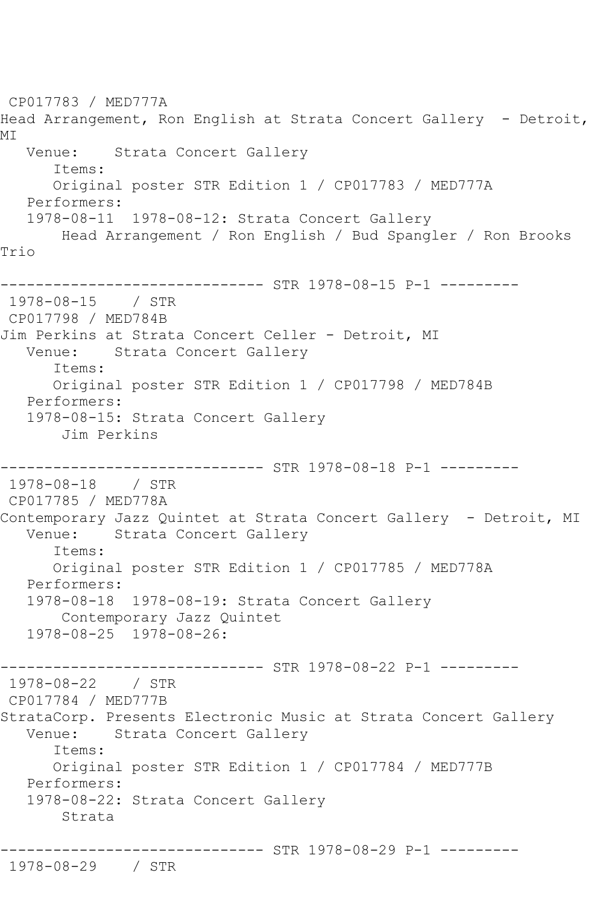CP017783 / MED777A
Head Arrangement, Ron English at Strata Concert Gallery - Detroit, MI
Venue: Strata Concert Gallery
Items:
Original poster STR Edition 1 / CP017783 / MED777A
Performers:
1978-08-11 1978-08-12: Strata Concert Gallery
Head Arrangement / Ron English / Bud Spangler / Ron Brooks Trio

------------------------------ STR 1978-08-15 P-1 ---------
1978-08-15 / STR
CP017798 / MED784B
Jim Perkins at Strata Concert Celler - Detroit, MI
Venue: Strata Concert Gallery
Items:
Original poster STR Edition 1 / CP017798 / MED784B
Performers:
1978-08-15: Strata Concert Gallery
Jim Perkins

------------------------------ STR 1978-08-18 P-1 ---------
1978-08-18 / STR
CP017785 / MED778A
Contemporary Jazz Quintet at Strata Concert Gallery - Detroit, MI
Venue: Strata Concert Gallery
Items:
Original poster STR Edition 1 / CP017785 / MED778A
Performers:
1978-08-18 1978-08-19: Strata Concert Gallery
Contemporary Jazz Quintet
1978-08-25 1978-08-26:

------------------------------ STR 1978-08-22 P-1 ---------
1978-08-22 / STR
CP017784 / MED777B
StrataCorp. Presents Electronic Music at Strata Concert Gallery
Venue: Strata Concert Gallery
Items:
Original poster STR Edition 1 / CP017784 / MED777B
Performers:
1978-08-22: Strata Concert Gallery
Strata

------------------------------ STR 1978-08-29 P-1 ---------
1978-08-29 / STR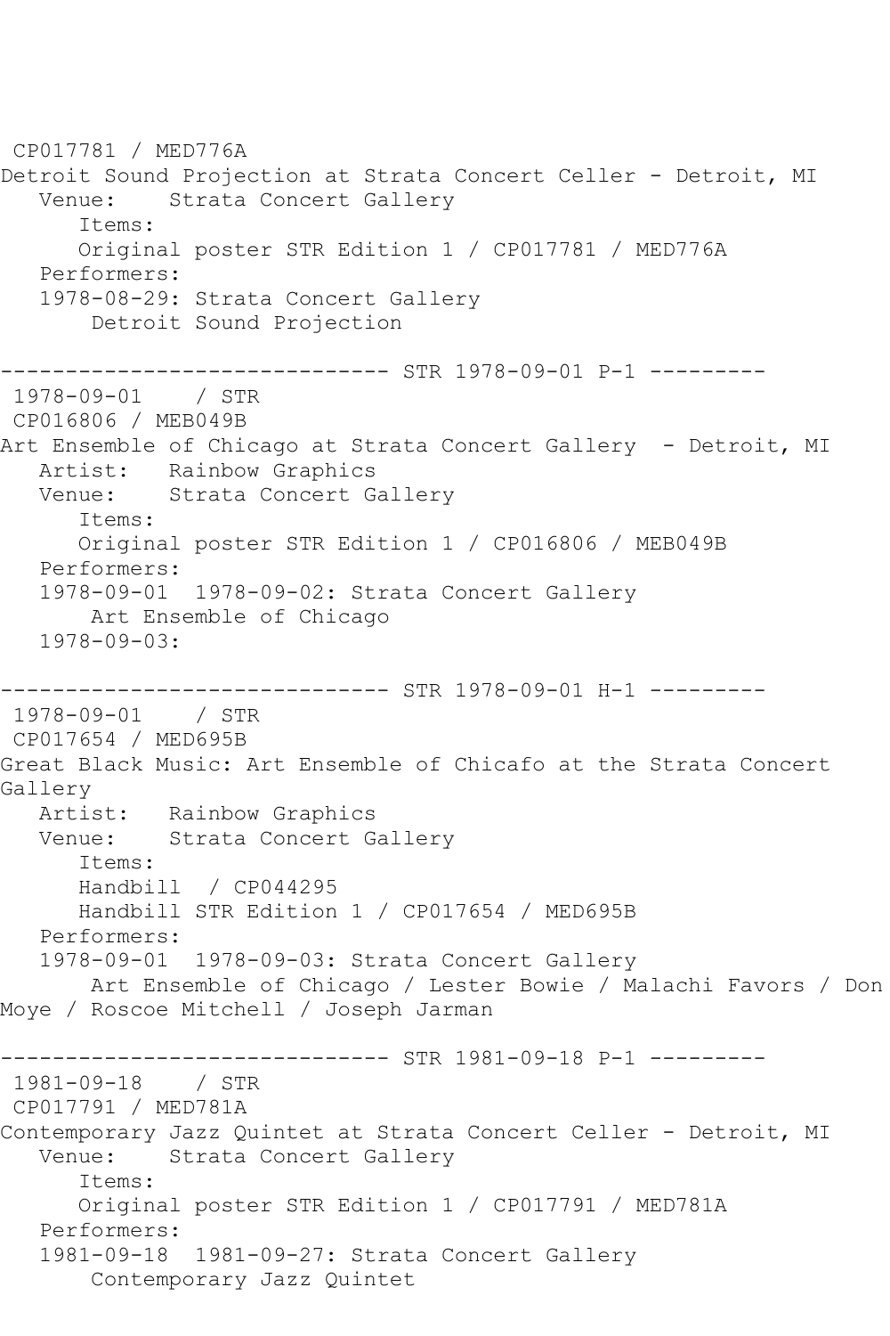```
 CP017781 / MED776A
Detroit Sound Projection at Strata Concert Celler - Detroit, MI
   Venue:    Strata Concert Gallery
      Items:
      Original poster STR Edition 1 / CP017781 / MED776A
   Performers:
   1978-08-29: Strata Concert Gallery
       Detroit Sound Projection

------------------------------ STR 1978-09-01 P-1 ---------
 1978-09-01    / STR
 CP016806 / MEB049B
Art Ensemble of Chicago at Strata Concert Gallery  - Detroit, MI
   Artist:   Rainbow Graphics
   Venue:    Strata Concert Gallery
      Items:
      Original poster STR Edition 1 / CP016806 / MEB049B
   Performers:
   1978-09-01  1978-09-02: Strata Concert Gallery
       Art Ensemble of Chicago
   1978-09-03:

------------------------------ STR 1978-09-01 H-1 ---------
 1978-09-01    / STR
 CP017654 / MED695B
Great Black Music: Art Ensemble of Chicafo at the Strata Concert
Gallery
   Artist:   Rainbow Graphics
   Venue:    Strata Concert Gallery
      Items:
      Handbill  / CP044295
      Handbill STR Edition 1 / CP017654 / MED695B
   Performers:
   1978-09-01  1978-09-03: Strata Concert Gallery
       Art Ensemble of Chicago / Lester Bowie / Malachi Favors / Don
Moye / Roscoe Mitchell / Joseph Jarman

------------------------------ STR 1981-09-18 P-1 ---------
 1981-09-18    / STR
 CP017791 / MED781A
Contemporary Jazz Quintet at Strata Concert Celler - Detroit, MI
   Venue:    Strata Concert Gallery
      Items:
      Original poster STR Edition 1 / CP017791 / MED781A
   Performers:
   1981-09-18  1981-09-27: Strata Concert Gallery
       Contemporary Jazz Quintet
```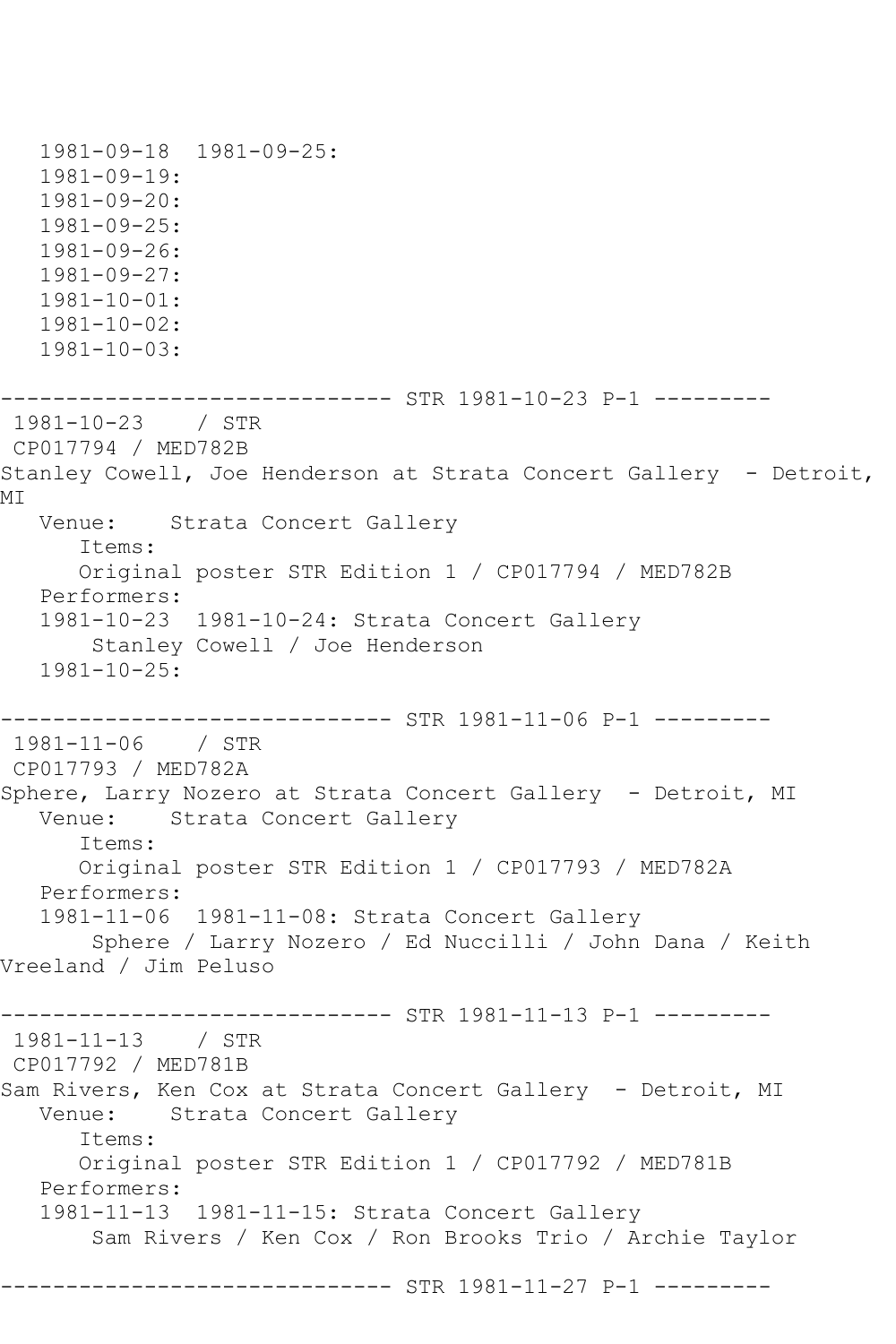```
   1981-09-18  1981-09-25:
   1981-09-19:
   1981-09-20:
   1981-09-25:
   1981-09-26:
   1981-09-27:
   1981-10-01:
   1981-10-02:
   1981-10-03:

------------------------------ STR 1981-10-23 P-1 ---------
 1981-10-23    / STR
 CP017794 / MED782B
Stanley Cowell, Joe Henderson at Strata Concert Gallery  - Detroit, 
MI
   Venue:    Strata Concert Gallery
      Items:
      Original poster STR Edition 1 / CP017794 / MED782B
   Performers:
   1981-10-23  1981-10-24: Strata Concert Gallery
       Stanley Cowell / Joe Henderson
   1981-10-25:

------------------------------ STR 1981-11-06 P-1 ---------
 1981-11-06    / STR
 CP017793 / MED782A
Sphere, Larry Nozero at Strata Concert Gallery  - Detroit, MI
   Venue:    Strata Concert Gallery
      Items:
      Original poster STR Edition 1 / CP017793 / MED782A
   Performers:
   1981-11-06  1981-11-08: Strata Concert Gallery
       Sphere / Larry Nozero / Ed Nuccilli / John Dana / Keith 
Vreeland / Jim Peluso

------------------------------ STR 1981-11-13 P-1 ---------
 1981-11-13    / STR
 CP017792 / MED781B
Sam Rivers, Ken Cox at Strata Concert Gallery  - Detroit, MI
   Venue:    Strata Concert Gallery
      Items:
      Original poster STR Edition 1 / CP017792 / MED781B
   Performers:
   1981-11-13  1981-11-15: Strata Concert Gallery
       Sam Rivers / Ken Cox / Ron Brooks Trio / Archie Taylor

------------------------------ STR 1981-11-27 P-1 ---------
```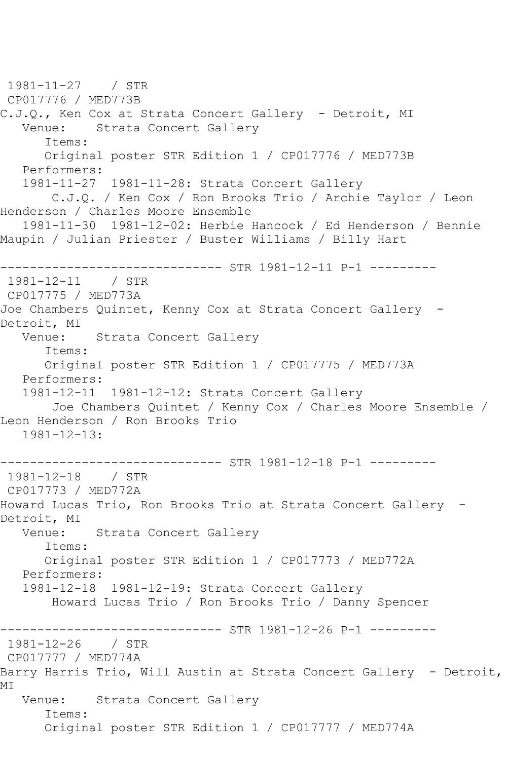1981-11-27 / STR
CP017776 / MED773B
C.J.Q., Ken Cox at Strata Concert Gallery - Detroit, MI
Venue: Strata Concert Gallery
Items:
Original poster STR Edition 1 / CP017776 / MED773B
Performers:
1981-11-27 1981-11-28: Strata Concert Gallery
C.J.Q. / Ken Cox / Ron Brooks Trio / Archie Taylor / Leon Henderson / Charles Moore Ensemble
1981-11-30 1981-12-02: Herbie Hancock / Ed Henderson / Bennie Maupin / Julian Priester / Buster Williams / Billy Hart

------------------------------ STR 1981-12-11 P-1 ---------
1981-12-11 / STR
CP017775 / MED773A
Joe Chambers Quintet, Kenny Cox at Strata Concert Gallery - Detroit, MI
Venue: Strata Concert Gallery
Items:
Original poster STR Edition 1 / CP017775 / MED773A
Performers:
1981-12-11 1981-12-12: Strata Concert Gallery
Joe Chambers Quintet / Kenny Cox / Charles Moore Ensemble / Leon Henderson / Ron Brooks Trio
1981-12-13:

------------------------------ STR 1981-12-18 P-1 ---------
1981-12-18 / STR
CP017773 / MED772A
Howard Lucas Trio, Ron Brooks Trio at Strata Concert Gallery - Detroit, MI
Venue: Strata Concert Gallery
Items:
Original poster STR Edition 1 / CP017773 / MED772A
Performers:
1981-12-18 1981-12-19: Strata Concert Gallery
Howard Lucas Trio / Ron Brooks Trio / Danny Spencer

------------------------------ STR 1981-12-26 P-1 ---------
1981-12-26 / STR
CP017777 / MED774A
Barry Harris Trio, Will Austin at Strata Concert Gallery - Detroit, MI
Venue: Strata Concert Gallery
Items:
Original poster STR Edition 1 / CP017777 / MED774A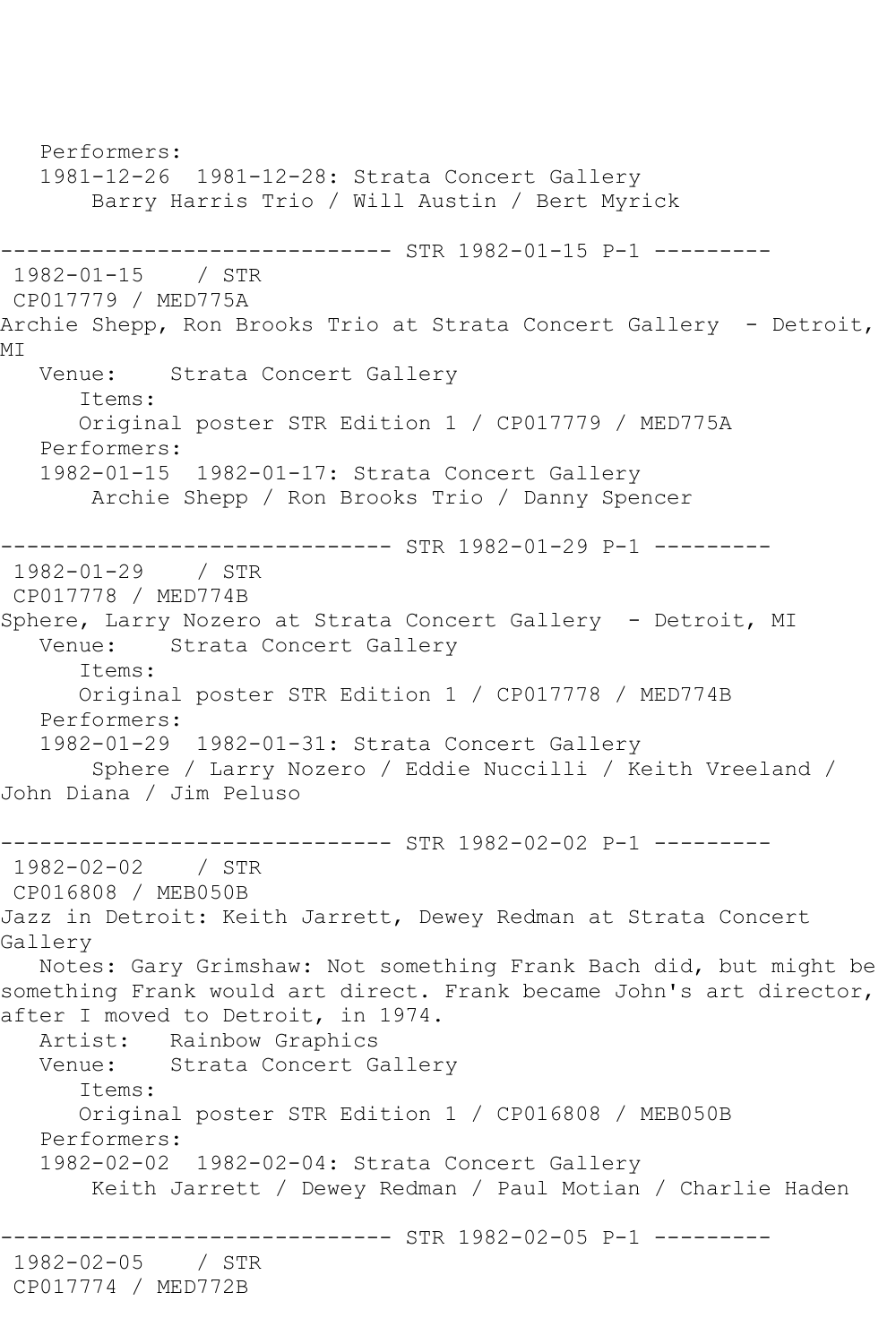Performers:
   1981-12-26  1981-12-28: Strata Concert Gallery
       Barry Harris Trio / Will Austin / Bert Myrick

------------------------------ STR 1982-01-15 P-1 ---------
 1982-01-15    / STR
 CP017779 / MED775A
Archie Shepp, Ron Brooks Trio at Strata Concert Gallery  - Detroit, MI
   Venue:    Strata Concert Gallery
      Items:
      Original poster STR Edition 1 / CP017779 / MED775A
   Performers:
   1982-01-15  1982-01-17: Strata Concert Gallery
       Archie Shepp / Ron Brooks Trio / Danny Spencer

------------------------------ STR 1982-01-29 P-1 ---------
 1982-01-29    / STR
 CP017778 / MED774B
Sphere, Larry Nozero at Strata Concert Gallery  - Detroit, MI
   Venue:    Strata Concert Gallery
      Items:
      Original poster STR Edition 1 / CP017778 / MED774B
   Performers:
   1982-01-29  1982-01-31: Strata Concert Gallery
       Sphere / Larry Nozero / Eddie Nuccilli / Keith Vreeland / John Diana / Jim Peluso

------------------------------ STR 1982-02-02 P-1 ---------
 1982-02-02    / STR
 CP016808 / MEB050B
Jazz in Detroit: Keith Jarrett, Dewey Redman at Strata Concert Gallery
   Notes: Gary Grimshaw: Not something Frank Bach did, but might be something Frank would art direct. Frank became John's art director, after I moved to Detroit, in 1974.
   Artist:   Rainbow Graphics
   Venue:    Strata Concert Gallery
      Items:
      Original poster STR Edition 1 / CP016808 / MEB050B
   Performers:
   1982-02-02  1982-02-04: Strata Concert Gallery
       Keith Jarrett / Dewey Redman / Paul Motian / Charlie Haden

------------------------------ STR 1982-02-05 P-1 ---------
 1982-02-05    / STR
 CP017774 / MED772B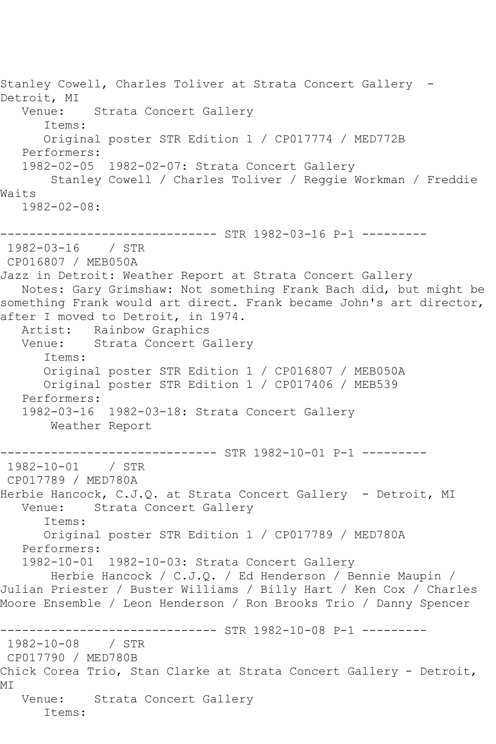Stanley Cowell, Charles Toliver at Strata Concert Gallery - Detroit, MI

Venue: Strata Concert Gallery

Items:

Original poster STR Edition 1 / CP017774 / MED772B

Performers:

1982-02-05 1982-02-07: Strata Concert Gallery

Stanley Cowell / Charles Toliver / Reggie Workman / Freddie Waits

1982-02-08:

------------------------------ STR 1982-03-16 P-1 ---------

1982-03-16 / STR

CP016807 / MEB050A

Jazz in Detroit: Weather Report at Strata Concert Gallery

Notes: Gary Grimshaw: Not something Frank Bach did, but might be something Frank would art direct. Frank became John's art director, after I moved to Detroit, in 1974.

Artist: Rainbow Graphics

Venue: Strata Concert Gallery

Items:

Original poster STR Edition 1 / CP016807 / MEB050A

Original poster STR Edition 1 / CP017406 / MEB539

Performers:

1982-03-16 1982-03-18: Strata Concert Gallery

Weather Report

------------------------------ STR 1982-10-01 P-1 ---------

1982-10-01 / STR

CP017789 / MED780A

Herbie Hancock, C.J.Q. at Strata Concert Gallery - Detroit, MI

Venue: Strata Concert Gallery

Items:

Original poster STR Edition 1 / CP017789 / MED780A

Performers:

1982-10-01 1982-10-03: Strata Concert Gallery

Herbie Hancock / C.J.Q. / Ed Henderson / Bennie Maupin / Julian Priester / Buster Williams / Billy Hart / Ken Cox / Charles Moore Ensemble / Leon Henderson / Ron Brooks Trio / Danny Spencer

------------------------------ STR 1982-10-08 P-1 ---------

1982-10-08 / STR

CP017790 / MED780B

Chick Corea Trio, Stan Clarke at Strata Concert Gallery - Detroit, MI

Venue: Strata Concert Gallery

Items: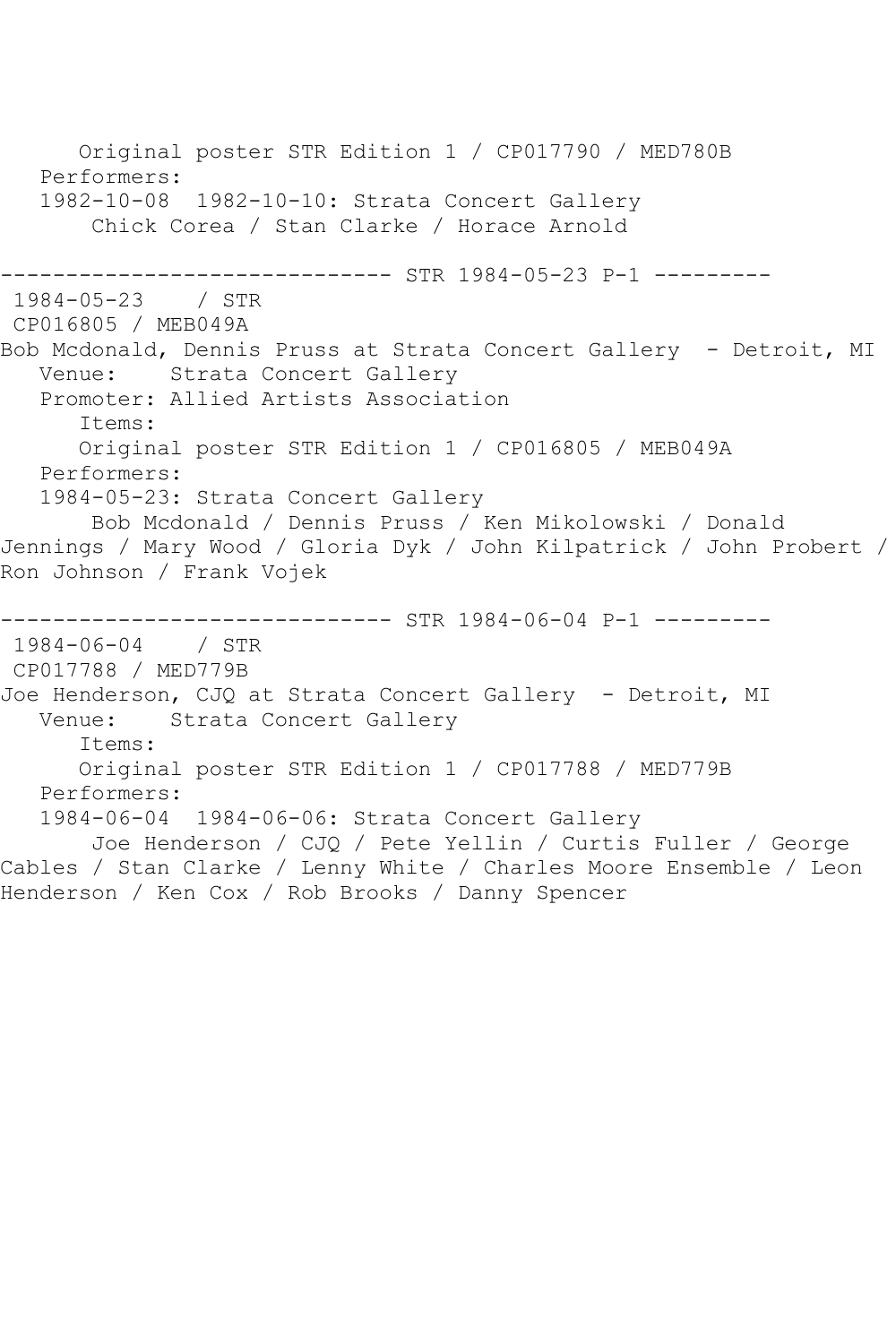Original poster STR Edition 1 / CP017790 / MED780B
Performers:
1982-10-08  1982-10-10: Strata Concert Gallery
Chick Corea / Stan Clarke / Horace Arnold

------------------------------ STR 1984-05-23 P-1 ---------

1984-05-23    / STR
CP016805 / MEB049A
Bob Mcdonald, Dennis Pruss at Strata Concert Gallery  - Detroit, MI
Venue:    Strata Concert Gallery
Promoter: Allied Artists Association
Items:
Original poster STR Edition 1 / CP016805 / MEB049A
Performers:
1984-05-23: Strata Concert Gallery
Bob Mcdonald / Dennis Pruss / Ken Mikolowski / Donald Jennings / Mary Wood / Gloria Dyk / John Kilpatrick / John Probert / Ron Johnson / Frank Vojek

------------------------------ STR 1984-06-04 P-1 ---------

1984-06-04    / STR
CP017788 / MED779B
Joe Henderson, CJQ at Strata Concert Gallery  - Detroit, MI
Venue:    Strata Concert Gallery
Items:
Original poster STR Edition 1 / CP017788 / MED779B
Performers:
1984-06-04  1984-06-06: Strata Concert Gallery
Joe Henderson / CJQ / Pete Yellin / Curtis Fuller / George Cables / Stan Clarke / Lenny White / Charles Moore Ensemble / Leon Henderson / Ken Cox / Rob Brooks / Danny Spencer